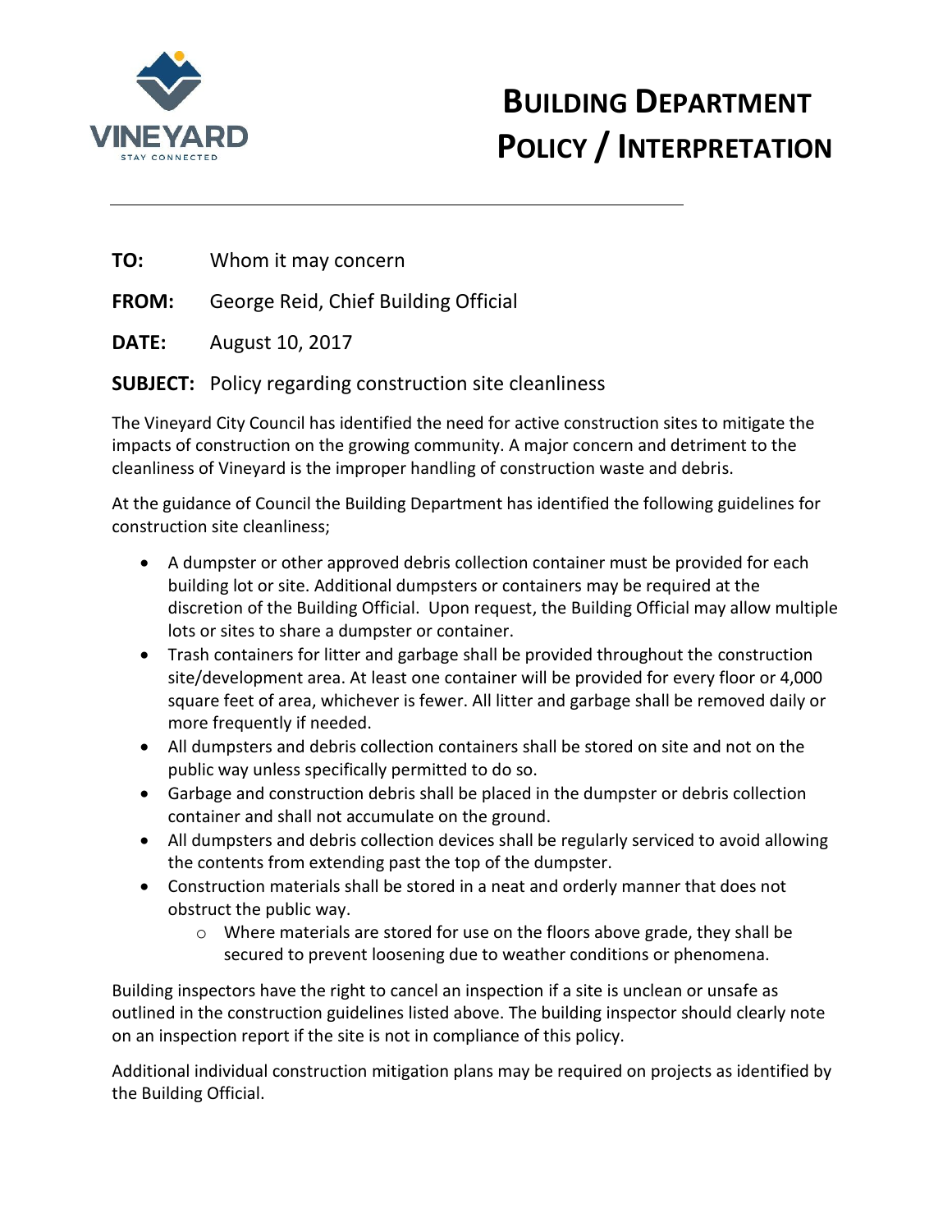# BUILDING DEPARTMENT POLICY / INTERPRETATION

**TO:** Whom it may concern

**FROM:** George Reid, Chief Building Official

**DATE:** August 10, 2017

**SUBJECT:** Policy regarding construction site cleanliness

The Vineyard City Council has identified the need for active construction sites to mitigate the impacts of construction on the growing community. A major concern and detriment to the cleanliness of Vineyard is the improper handling of construction waste and debris.

At the guidance of Council the Building Department has identified the following guidelines for construction site cleanliness;

- A dumpster or other approved debris collection container must be provided for each building lot or site. Additional dumpsters or containers may be required at the discretion of the Building Official. Upon request, the Building Official may allow multiple lots or sites to share a dumpster or container.
- Trash containers for litter and garbage shall be provided throughout the construction site/development area. At least one container will be provided for every floor or 4,000 square feet of area, whichever is fewer. All litter and garbage shall be removed daily or more frequently if needed.
- All dumpsters and debris collection containers shall be stored on site and not on the public way unless specifically permitted to do so.
- Garbage and construction debris shall be placed in the dumpster or debris collection container and shall not accumulate on the ground.
- All dumpsters and debris collection devices shall be regularly serviced to avoid allowing the contents from extending past the top of the dumpster.
- Construction materials shall be stored in a neat and orderly manner that does not obstruct the public way.
    - Where materials are stored for use on the floors above grade, they shall be secured to prevent loosening due to weather conditions or phenomena.

Building inspectors have the right to cancel an inspection if a site is unclean or unsafe as outlined in the construction guidelines listed above. The building inspector should clearly note on an inspection report if the site is not in compliance of this policy.

Additional individual construction mitigation plans may be required on projects as identified by the Building Official.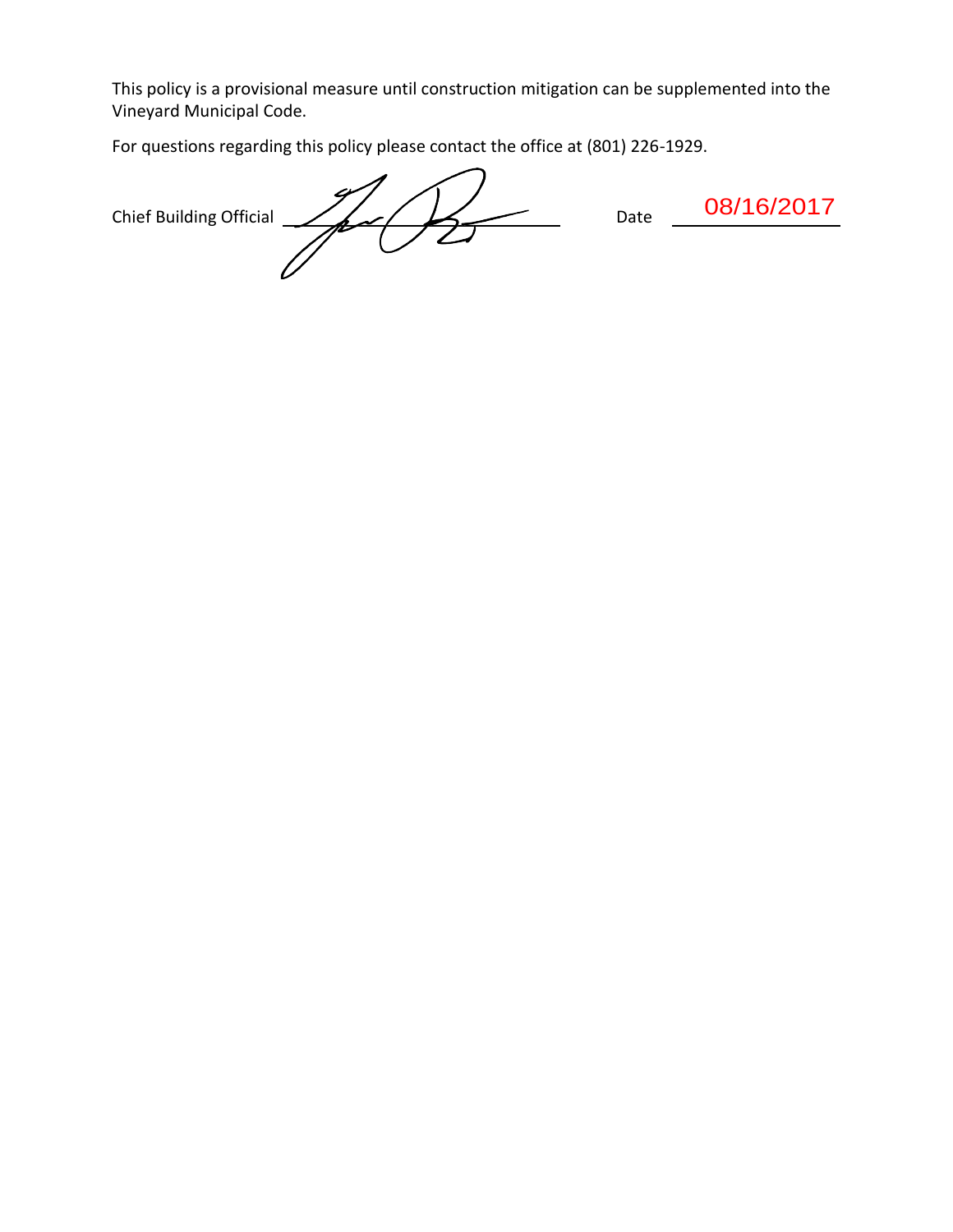This policy is a provisional measure until construction mitigation can be supplemented into the Vineyard Municipal Code.

For questions regarding this policy please contact the office at (801) 226-1929.

Chief Building Official \_\_\_\_\_\_\_\_\_\_\_\_\_\_\_\_\_\_\_\_ Date 08/16/2017